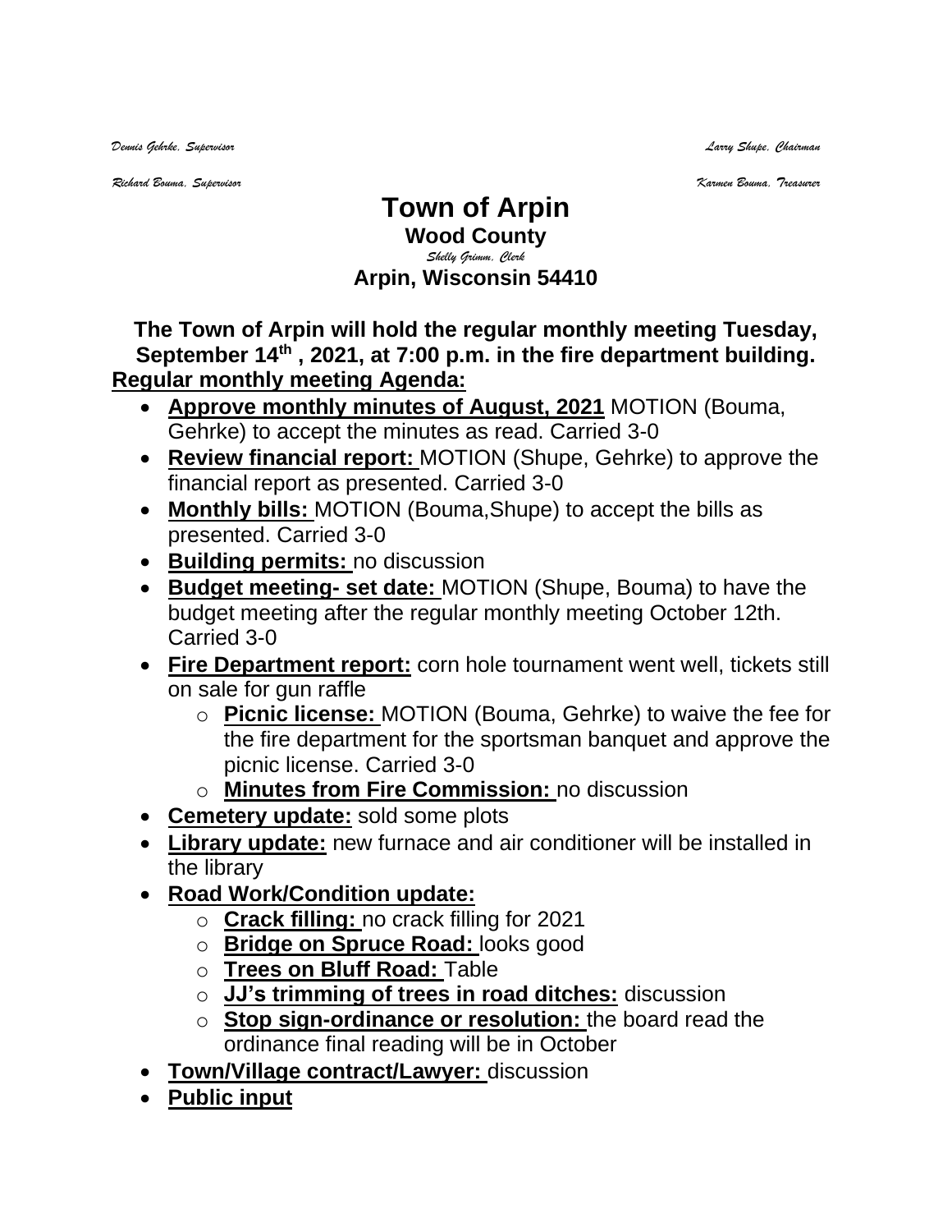*Dennis Gehrke, Supervisor* *Larry Shupe, Chairman*

*Richard Bouma, Supervisor* *Karmen Bouma, Treasurer*

# Town of Arpin

## Wood County

*Shelly Grimm, Clerk*

**Arpin, Wisconsin 54410**

**The Town of Arpin will hold the regular monthly meeting Tuesday, September 14th , 2021, at 7:00 p.m. in the fire department building.**

**Regular monthly meeting Agenda:**

- **Approve monthly minutes of August, 2021** MOTION (Bouma, Gehrke) to accept the minutes as read. Carried 3-0
- **Review financial report:** MOTION (Shupe, Gehrke) to approve the financial report as presented. Carried 3-0
- **Monthly bills:** MOTION (Bouma,Shupe) to accept the bills as presented. Carried 3-0
- **Building permits:** no discussion
- **Budget meeting- set date:** MOTION (Shupe, Bouma) to have the budget meeting after the regular monthly meeting October 12th. Carried 3-0
- **Fire Department report:** corn hole tournament went well, tickets still on sale for gun raffle
  - **Picnic license:** MOTION (Bouma, Gehrke) to waive the fee for the fire department for the sportsman banquet and approve the picnic license. Carried 3-0
  - **Minutes from Fire Commission:** no discussion
- **Cemetery update:** sold some plots
- **Library update:** new furnace and air conditioner will be installed in the library
- **Road Work/Condition update:**
  - **Crack filling:** no crack filling for 2021
  - **Bridge on Spruce Road:** looks good
  - **Trees on Bluff Road:** Table
  - **JJ's trimming of trees in road ditches:** discussion
  - **Stop sign-ordinance or resolution:** the board read the ordinance final reading will be in October
- **Town/Village contract/Lawyer:** discussion
- **Public input**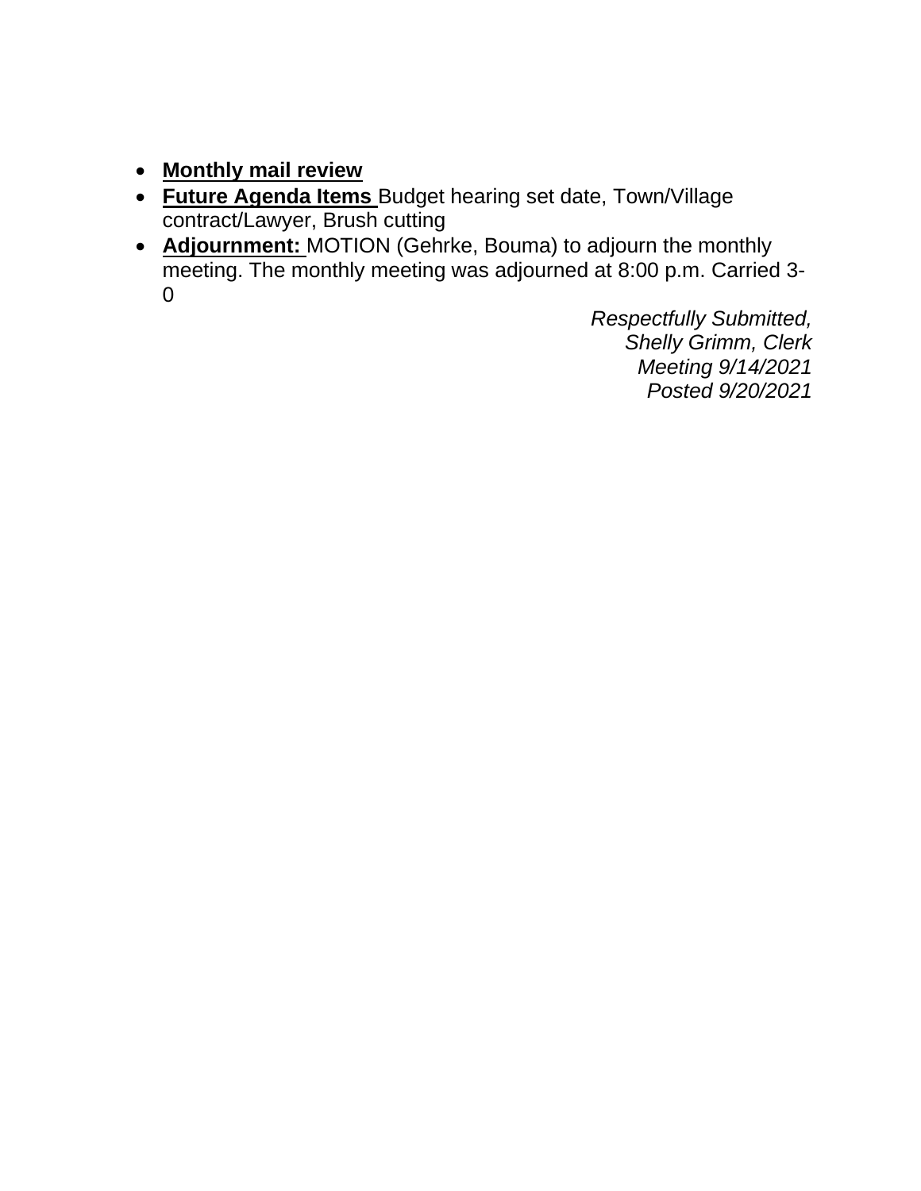- **Monthly mail review**
- **Future Agenda Items** Budget hearing set date, Town/Village contract/Lawyer, Brush cutting
- **Adjournment:** MOTION (Gehrke, Bouma) to adjourn the monthly meeting. The monthly meeting was adjourned at 8:00 p.m. Carried 3-0

*Respectfully Submitted,*
*Shelly Grimm, Clerk*
*Meeting 9/14/2021*
*Posted 9/20/2021*